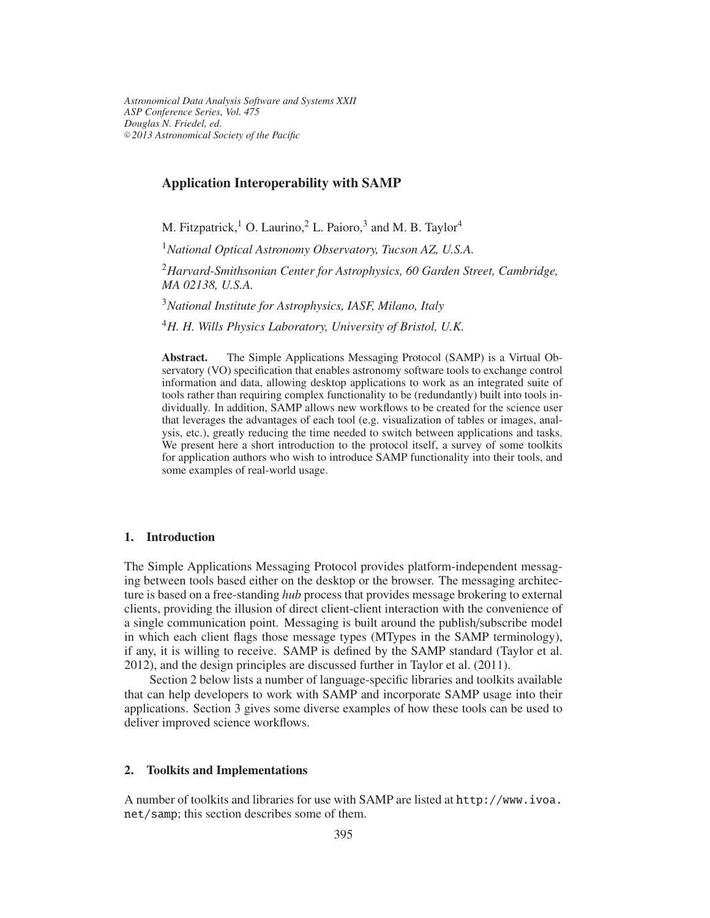# Application Interoperability with SAMP

M. Fitzpatrick,[1] O. Laurino,[2] L. Paioro,[3] and M. B. Taylor[4]

[1]*National Optical Astronomy Observatory, Tucson AZ, U.S.A.*

[2]*Harvard-Smithsonian Center for Astrophysics, 60 Garden Street, Cambridge, MA 02138, U.S.A.*

[3]*National Institute for Astrophysics, IASF, Milano, Italy*

[4]*H. H. Wills Physics Laboratory, University of Bristol, U.K.*

**Abstract.** The Simple Applications Messaging Protocol (SAMP) is a Virtual Observatory (VO) specification that enables astronomy software tools to exchange control information and data, allowing desktop applications to work as an integrated suite of tools rather than requiring complex functionality to be (redundantly) built into tools individually. In addition, SAMP allows new workflows to be created for the science user that leverages the advantages of each tool (e.g. visualization of tables or images, analysis, etc.), greatly reducing the time needed to switch between applications and tasks. We present here a short introduction to the protocol itself, a survey of some toolkits for application authors who wish to introduce SAMP functionality into their tools, and some examples of real-world usage.

## 1. Introduction

The Simple Applications Messaging Protocol provides platform-independent messaging between tools based either on the desktop or the browser. The messaging architecture is based on a free-standing *hub* process that provides message brokering to external clients, providing the illusion of direct client-client interaction with the convenience of a single communication point. Messaging is built around the publish/subscribe model in which each client flags those message types (MTypes in the SAMP terminology), if any, it is willing to receive. SAMP is defined by the SAMP standard (Taylor et al. 2012), and the design principles are discussed further in Taylor et al. (2011).

Section 2 below lists a number of language-specific libraries and toolkits available that can help developers to work with SAMP and incorporate SAMP usage into their applications. Section 3 gives some diverse examples of how these tools can be used to deliver improved science workflows.

## 2. Toolkits and Implementations

A number of toolkits and libraries for use with SAMP are listed at `http://www.ivoa.net/samp`; this section describes some of them.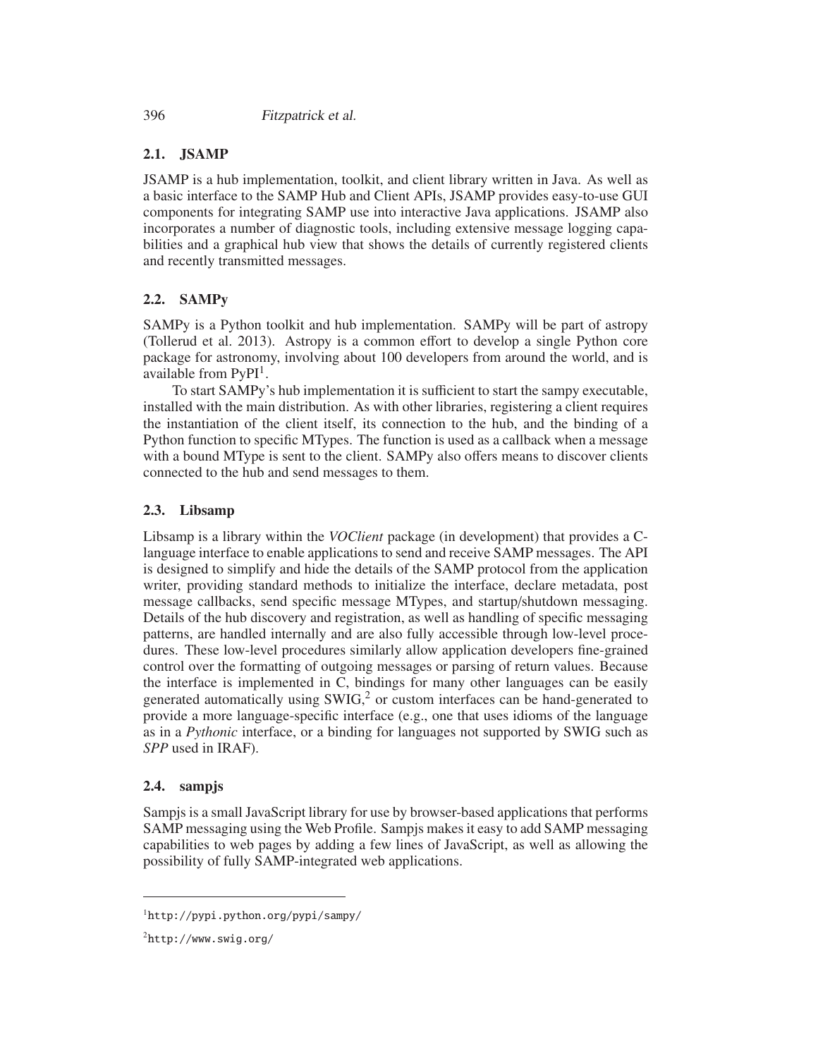### 2.1. JSAMP

JSAMP is a hub implementation, toolkit, and client library written in Java. As well as a basic interface to the SAMP Hub and Client APIs, JSAMP provides easy-to-use GUI components for integrating SAMP use into interactive Java applications. JSAMP also incorporates a number of diagnostic tools, including extensive message logging capabilities and a graphical hub view that shows the details of currently registered clients and recently transmitted messages.

### 2.2. SAMPy

SAMPy is a Python toolkit and hub implementation. SAMPy will be part of astropy (Tollerud et al. 2013). Astropy is a common effort to develop a single Python core package for astronomy, involving about 100 developers from around the world, and is available from PyPI[1].

To start SAMPy's hub implementation it is sufficient to start the sampy executable, installed with the main distribution. As with other libraries, registering a client requires the instantiation of the client itself, its connection to the hub, and the binding of a Python function to specific MTypes. The function is used as a callback when a message with a bound MType is sent to the client. SAMPy also offers means to discover clients connected to the hub and send messages to them.

### 2.3. Libsamp

Libsamp is a library within the *VOClient* package (in development) that provides a C-language interface to enable applications to send and receive SAMP messages. The API is designed to simplify and hide the details of the SAMP protocol from the application writer, providing standard methods to initialize the interface, declare metadata, post message callbacks, send specific message MTypes, and startup/shutdown messaging. Details of the hub discovery and registration, as well as handling of specific messaging patterns, are handled internally and are also fully accessible through low-level procedures. These low-level procedures similarly allow application developers fine-grained control over the formatting of outgoing messages or parsing of return values. Because the interface is implemented in C, bindings for many other languages can be easily generated automatically using SWIG,[2] or custom interfaces can be hand-generated to provide a more language-specific interface (e.g., one that uses idioms of the language as in a *Pythonic* interface, or a binding for languages not supported by SWIG such as *SPP* used in IRAF).

### 2.4. sampjs

Sampjs is a small JavaScript library for use by browser-based applications that performs SAMP messaging using the Web Profile. Sampjs makes it easy to add SAMP messaging capabilities to web pages by adding a few lines of JavaScript, as well as allowing the possibility of fully SAMP-integrated web applications.

---

[1] `http://pypi.python.org/pypi/sampy/`

[2] `http://www.swig.org/`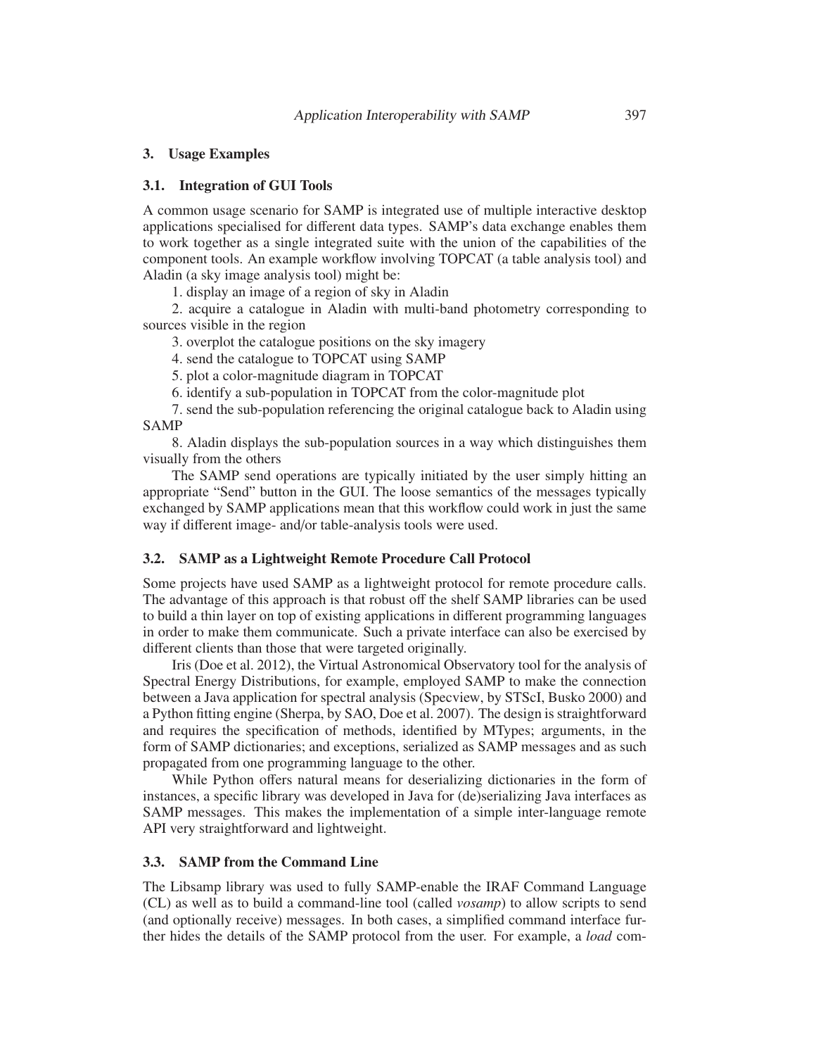## 3. Usage Examples

### 3.1. Integration of GUI Tools

A common usage scenario for SAMP is integrated use of multiple interactive desktop applications specialised for different data types. SAMP's data exchange enables them to work together as a single integrated suite with the union of the capabilities of the component tools. An example workflow involving TOPCAT (a table analysis tool) and Aladin (a sky image analysis tool) might be:

1. display an image of a region of sky in Aladin
2. acquire a catalogue in Aladin with multi-band photometry corresponding to sources visible in the region
3. overplot the catalogue positions on the sky imagery
4. send the catalogue to TOPCAT using SAMP
5. plot a color-magnitude diagram in TOPCAT
6. identify a sub-population in TOPCAT from the color-magnitude plot
7. send the sub-population referencing the original catalogue back to Aladin using SAMP
8. Aladin displays the sub-population sources in a way which distinguishes them visually from the others

The SAMP send operations are typically initiated by the user simply hitting an appropriate "Send" button in the GUI. The loose semantics of the messages typically exchanged by SAMP applications mean that this workflow could work in just the same way if different image- and/or table-analysis tools were used.

### 3.2. SAMP as a Lightweight Remote Procedure Call Protocol

Some projects have used SAMP as a lightweight protocol for remote procedure calls. The advantage of this approach is that robust off the shelf SAMP libraries can be used to build a thin layer on top of existing applications in different programming languages in order to make them communicate. Such a private interface can also be exercised by different clients than those that were targeted originally.

Iris (Doe et al. 2012), the Virtual Astronomical Observatory tool for the analysis of Spectral Energy Distributions, for example, employed SAMP to make the connection between a Java application for spectral analysis (Specview, by STScI, Busko 2000) and a Python fitting engine (Sherpa, by SAO, Doe et al. 2007). The design is straightforward and requires the specification of methods, identified by MTypes; arguments, in the form of SAMP dictionaries; and exceptions, serialized as SAMP messages and as such propagated from one programming language to the other.

While Python offers natural means for deserializing dictionaries in the form of instances, a specific library was developed in Java for (de)serializing Java interfaces as SAMP messages. This makes the implementation of a simple inter-language remote API very straightforward and lightweight.

### 3.3. SAMP from the Command Line

The Libsamp library was used to fully SAMP-enable the IRAF Command Language (CL) as well as to build a command-line tool (called *vosamp*) to allow scripts to send (and optionally receive) messages. In both cases, a simplified command interface further hides the details of the SAMP protocol from the user. For example, a *load* com-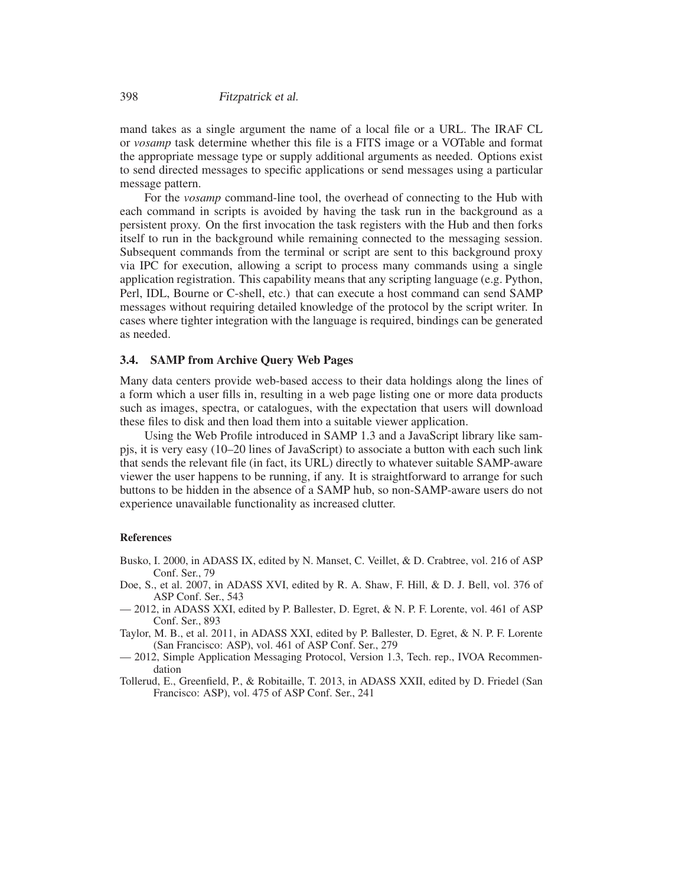mand takes as a single argument the name of a local file or a URL. The IRAF CL or *vosamp* task determine whether this file is a FITS image or a VOTable and format the appropriate message type or supply additional arguments as needed. Options exist to send directed messages to specific applications or send messages using a particular message pattern.

For the *vosamp* command-line tool, the overhead of connecting to the Hub with each command in scripts is avoided by having the task run in the background as a persistent proxy. On the first invocation the task registers with the Hub and then forks itself to run in the background while remaining connected to the messaging session. Subsequent commands from the terminal or script are sent to this background proxy via IPC for execution, allowing a script to process many commands using a single application registration. This capability means that any scripting language (e.g. Python, Perl, IDL, Bourne or C-shell, etc.) that can execute a host command can send SAMP messages without requiring detailed knowledge of the protocol by the script writer. In cases where tighter integration with the language is required, bindings can be generated as needed.

### 3.4. SAMP from Archive Query Web Pages

Many data centers provide web-based access to their data holdings along the lines of a form which a user fills in, resulting in a web page listing one or more data products such as images, spectra, or catalogues, with the expectation that users will download these files to disk and then load them into a suitable viewer application.

Using the Web Profile introduced in SAMP 1.3 and a JavaScript library like sampjs, it is very easy (10–20 lines of JavaScript) to associate a button with each such link that sends the relevant file (in fact, its URL) directly to whatever suitable SAMP-aware viewer the user happens to be running, if any. It is straightforward to arrange for such buttons to be hidden in the absence of a SAMP hub, so non-SAMP-aware users do not experience unavailable functionality as increased clutter.

**References**

Busko, I. 2000, in ADASS IX, edited by N. Manset, C. Veillet, & D. Crabtree, vol. 216 of ASP Conf. Ser., 79

Doe, S., et al. 2007, in ADASS XVI, edited by R. A. Shaw, F. Hill, & D. J. Bell, vol. 376 of ASP Conf. Ser., 543

— 2012, in ADASS XXI, edited by P. Ballester, D. Egret, & N. P. F. Lorente, vol. 461 of ASP Conf. Ser., 893

Taylor, M. B., et al. 2011, in ADASS XXI, edited by P. Ballester, D. Egret, & N. P. F. Lorente (San Francisco: ASP), vol. 461 of ASP Conf. Ser., 279

— 2012, Simple Application Messaging Protocol, Version 1.3, Tech. rep., IVOA Recommendation

Tollerud, E., Greenfield, P., & Robitaille, T. 2013, in ADASS XXII, edited by D. Friedel (San Francisco: ASP), vol. 475 of ASP Conf. Ser., 241